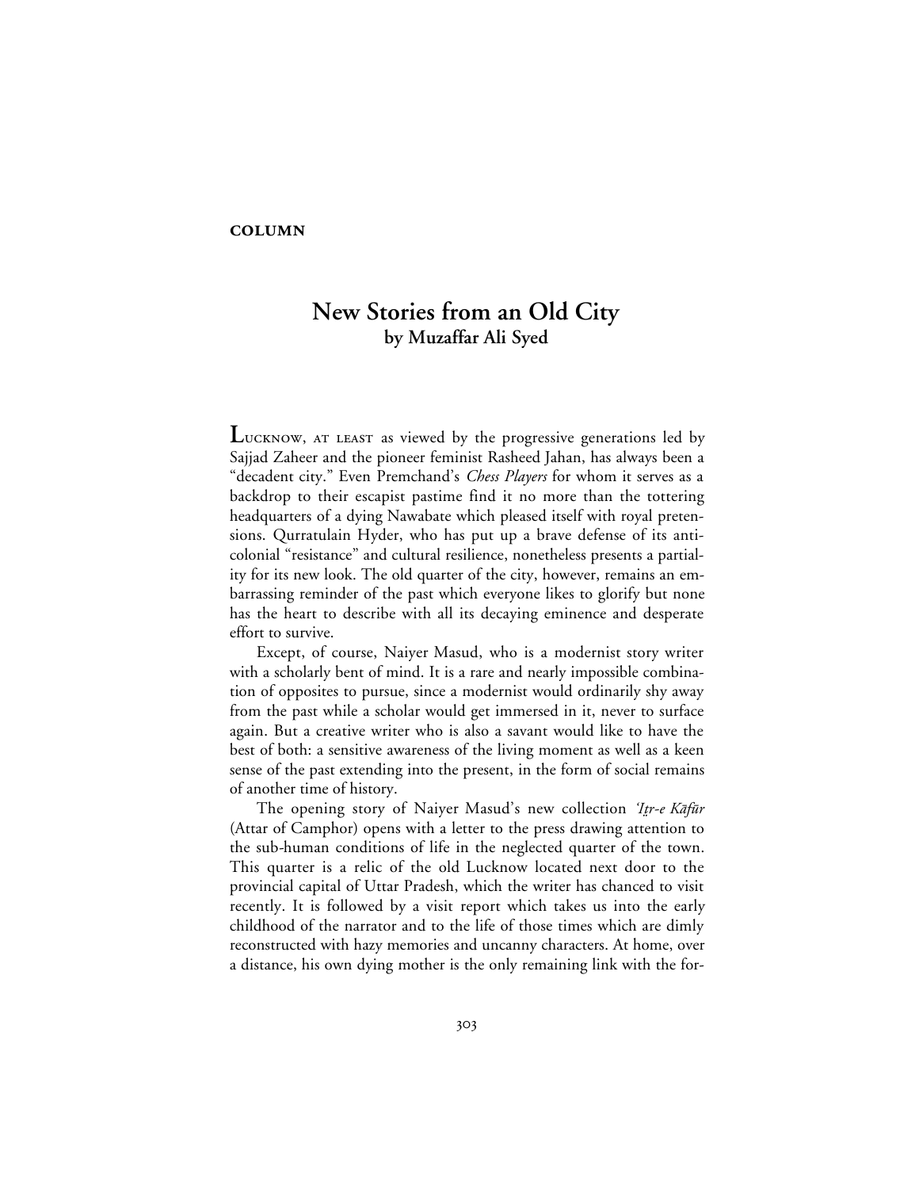**COLUMN**

# New Stories from an Old City
## by Muzaffar Ali Syed

Lucknow, at least as viewed by the progressive generations led by Sajjad Zaheer and the pioneer feminist Rasheed Jahan, has always been a "decadent city." Even Premchand's *Chess Players* for whom it serves as a backdrop to their escapist pastime find it no more than the tottering headquarters of a dying Nawabate which pleased itself with royal pretensions. Qurratulain Hyder, who has put up a brave defense of its anti-colonial "resistance" and cultural resilience, nonetheless presents a partiality for its new look. The old quarter of the city, however, remains an embarrassing reminder of the past which everyone likes to glorify but none has the heart to describe with all its decaying eminence and desperate effort to survive.

Except, of course, Naiyer Masud, who is a modernist story writer with a scholarly bent of mind. It is a rare and nearly impossible combination of opposites to pursue, since a modernist would ordinarily shy away from the past while a scholar would get immersed in it, never to surface again. But a creative writer who is also a savant would like to have the best of both: a sensitive awareness of the living moment as well as a keen sense of the past extending into the present, in the form of social remains of another time of history.

The opening story of Naiyer Masud's new collection *'Iṭr-e Kāfūr* (Attar of Camphor) opens with a letter to the press drawing attention to the sub-human conditions of life in the neglected quarter of the town. This quarter is a relic of the old Lucknow located next door to the provincial capital of Uttar Pradesh, which the writer has chanced to visit recently. It is followed by a visit report which takes us into the early childhood of the narrator and to the life of those times which are dimly reconstructed with hazy memories and uncanny characters. At home, over a distance, his own dying mother is the only remaining link with the for-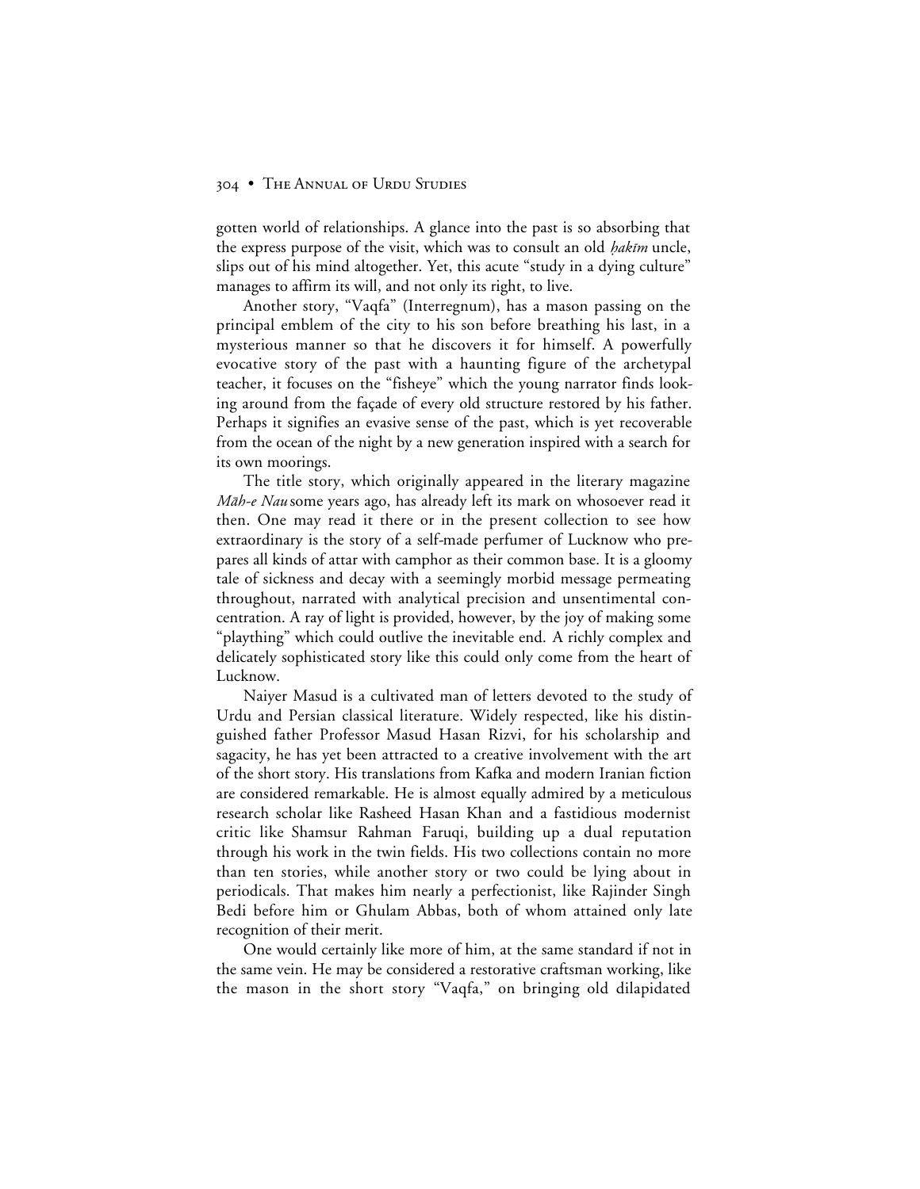gotten world of relationships. A glance into the past is so absorbing that the express purpose of the visit, which was to consult an old *ḥakīm* uncle, slips out of his mind altogether. Yet, this acute "study in a dying culture" manages to affirm its will, and not only its right, to live.

Another story, "Vaqfa" (Interregnum), has a mason passing on the principal emblem of the city to his son before breathing his last, in a mysterious manner so that he discovers it for himself. A powerfully evocative story of the past with a haunting figure of the archetypal teacher, it focuses on the "fisheye" which the young narrator finds looking around from the façade of every old structure restored by his father. Perhaps it signifies an evasive sense of the past, which is yet recoverable from the ocean of the night by a new generation inspired with a search for its own moorings.

The title story, which originally appeared in the literary magazine *Māh-e Nau* some years ago, has already left its mark on whosoever read it then. One may read it there or in the present collection to see how extraordinary is the story of a self-made perfumer of Lucknow who prepares all kinds of attar with camphor as their common base. It is a gloomy tale of sickness and decay with a seemingly morbid message permeating throughout, narrated with analytical precision and unsentimental concentration. A ray of light is provided, however, by the joy of making some "plaything" which could outlive the inevitable end. A richly complex and delicately sophisticated story like this could only come from the heart of Lucknow.

Naiyer Masud is a cultivated man of letters devoted to the study of Urdu and Persian classical literature. Widely respected, like his distinguished father Professor Masud Hasan Rizvi, for his scholarship and sagacity, he has yet been attracted to a creative involvement with the art of the short story. His translations from Kafka and modern Iranian fiction are considered remarkable. He is almost equally admired by a meticulous research scholar like Rasheed Hasan Khan and a fastidious modernist critic like Shamsur Rahman Faruqi, building up a dual reputation through his work in the twin fields. His two collections contain no more than ten stories, while another story or two could be lying about in periodicals. That makes him nearly a perfectionist, like Rajinder Singh Bedi before him or Ghulam Abbas, both of whom attained only late recognition of their merit.

One would certainly like more of him, at the same standard if not in the same vein. He may be considered a restorative craftsman working, like the mason in the short story "Vaqfa," on bringing old dilapidated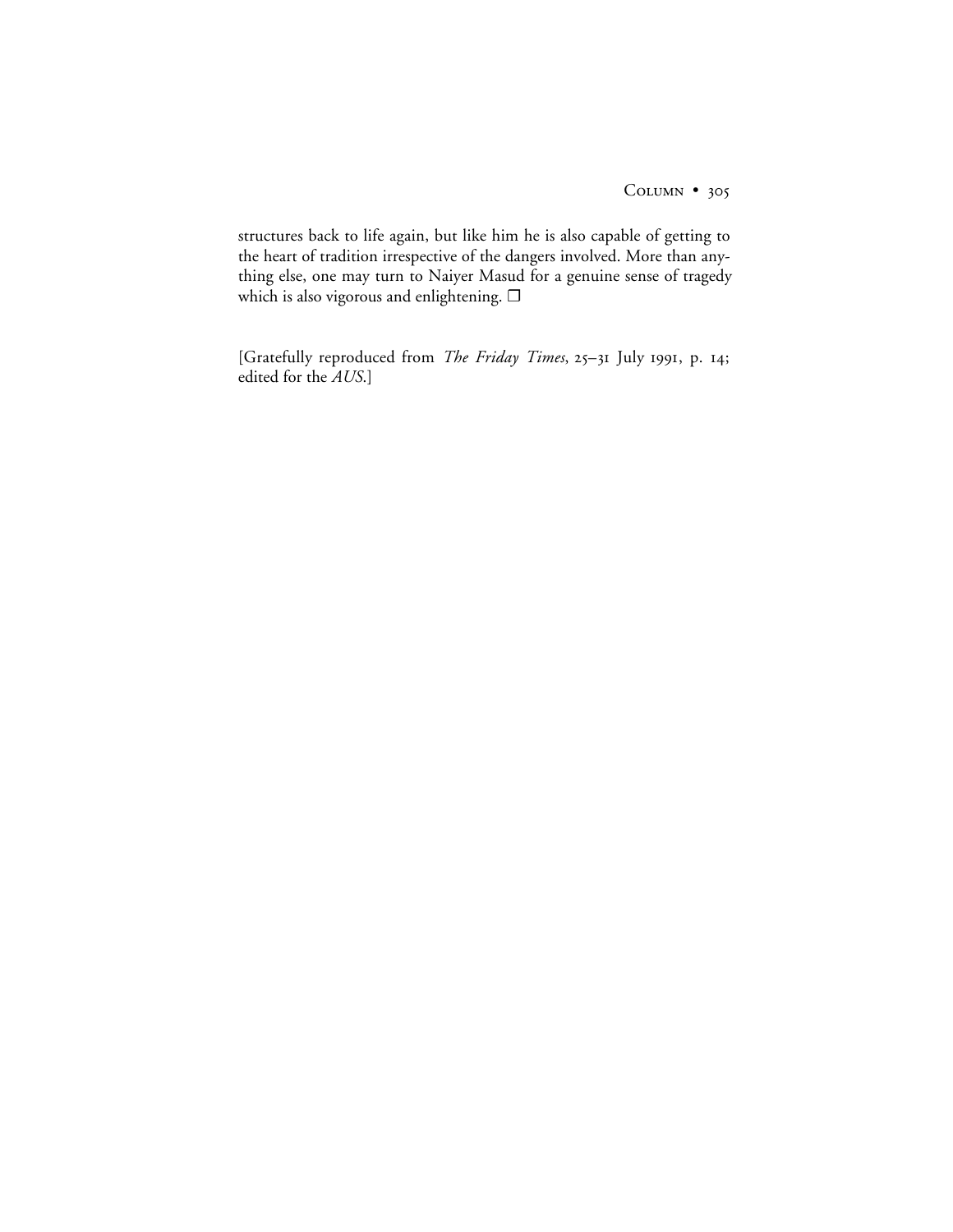structures back to life again, but like him he is also capable of getting to the heart of tradition irrespective of the dangers involved. More than anything else, one may turn to Naiyer Masud for a genuine sense of tragedy which is also vigorous and enlightening. ❐

[Gratefully reproduced from *The Friday Times*, 25–31 July 1991, p. 14; edited for the *AUS*.]